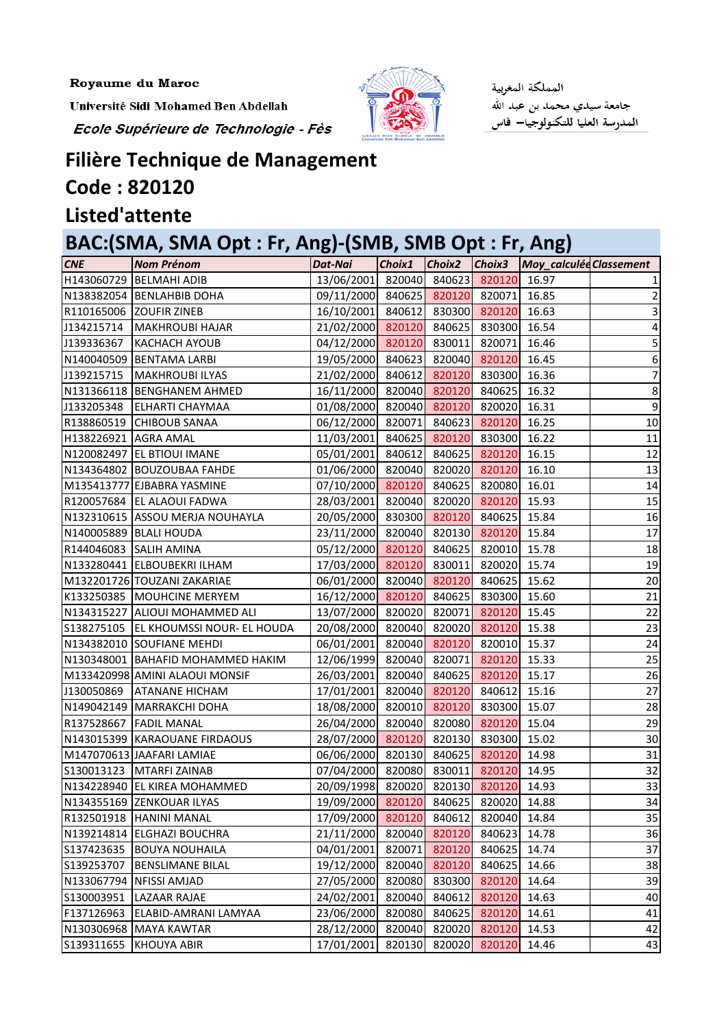Royaume du Maroc

Université Sidi Mohamed Ben Abdellah

*Ecole Supérieure de Technologie - Fès*

المملكة المغربية

جامعة سيدي محمد بن عبد الله

المدرسة العليا للتكنولوجيا– فاس

# Filière Technique de Management

## Code : 820120

## Listed'attente

## BAC:(SMA, SMA Opt : Fr, Ang)-(SMB, SMB Opt : Fr, Ang)

| CNE | Nom Prénom | Dat-Nai | Choix1 | Choix2 | Choix3 | Moy_calculée | Classement |
|---|---|---|---|---|---|---|---|
| H143060729 | BELMAHI ADIB | 13/06/2001 | 820040 | 840623 | 820120 | 16.97 | 1 |
| N138382054 | BENLAHBIB DOHA | 09/11/2000 | 840625 | 820120 | 820071 | 16.85 | 2 |
| R110165006 | ZOUFIR ZINEB | 16/10/2001 | 840612 | 830300 | 820120 | 16.63 | 3 |
| J134215714 | MAKHROUBI HAJAR | 21/02/2000 | 820120 | 840625 | 830300 | 16.54 | 4 |
| J139336367 | KACHACH AYOUB | 04/12/2000 | 820120 | 830011 | 820071 | 16.46 | 5 |
| N140040509 | BENTAMA LARBI | 19/05/2000 | 840623 | 820040 | 820120 | 16.45 | 6 |
| J139215715 | MAKHROUBI ILYAS | 21/02/2000 | 840612 | 820120 | 830300 | 16.36 | 7 |
| N131366118 | BENGHANEM AHMED | 16/11/2000 | 820040 | 820120 | 840625 | 16.32 | 8 |
| J133205348 | ELHARTI CHAYMAA | 01/08/2000 | 820040 | 820120 | 820020 | 16.31 | 9 |
| R138860519 | CHIBOUB SANAA | 06/12/2000 | 820071 | 840623 | 820120 | 16.25 | 10 |
| H138226921 | AGRA AMAL | 11/03/2001 | 840625 | 820120 | 830300 | 16.22 | 11 |
| N120082497 | EL BTIOUI IMANE | 05/01/2001 | 840612 | 840625 | 820120 | 16.15 | 12 |
| N134364802 | BOUZOUBAA FAHDE | 01/06/2000 | 820040 | 820020 | 820120 | 16.10 | 13 |
| M135413777 | EJBABRA YASMINE | 07/10/2000 | 820120 | 840625 | 820080 | 16.01 | 14 |
| R120057684 | EL ALAOUI FADWA | 28/03/2001 | 820040 | 820020 | 820120 | 15.93 | 15 |
| N132310615 | ASSOU MERJA NOUHAYLA | 20/05/2000 | 830300 | 820120 | 840625 | 15.84 | 16 |
| N140005889 | BLALI HOUDA | 23/11/2000 | 820040 | 820130 | 820120 | 15.84 | 17 |
| R144046083 | SALIH AMINA | 05/12/2000 | 820120 | 840625 | 820010 | 15.78 | 18 |
| N133280441 | ELBOUBEKRI ILHAM | 17/03/2000 | 820120 | 830011 | 820020 | 15.74 | 19 |
| M132201726 | TOUZANI ZAKARIAE | 06/01/2000 | 820040 | 820120 | 840625 | 15.62 | 20 |
| K133250385 | MOUHCINE MERYEM | 16/12/2000 | 820120 | 840625 | 830300 | 15.60 | 21 |
| N134315227 | ALIOUI MOHAMMED ALI | 13/07/2000 | 820020 | 820071 | 820120 | 15.45 | 22 |
| S138275105 | EL KHOUMSSI NOUR- EL HOUDA | 20/08/2000 | 820040 | 820020 | 820120 | 15.38 | 23 |
| N134382010 | SOUFIANE MEHDI | 06/01/2001 | 820040 | 820120 | 820010 | 15.37 | 24 |
| N130348001 | BAHAFID MOHAMMED HAKIM | 12/06/1999 | 820040 | 820071 | 820120 | 15.33 | 25 |
| M133420998 | AMINI ALAOUI MONSIF | 26/03/2001 | 820040 | 840625 | 820120 | 15.17 | 26 |
| J130050869 | ATANANE HICHAM | 17/01/2001 | 820040 | 820120 | 840612 | 15.16 | 27 |
| N149042149 | MARRAKCHI DOHA | 18/08/2000 | 820010 | 820120 | 830300 | 15.07 | 28 |
| R137528667 | FADIL MANAL | 26/04/2000 | 820040 | 820080 | 820120 | 15.04 | 29 |
| N143015399 | KARAOUANE FIRDAOUS | 28/07/2000 | 820120 | 820130 | 830300 | 15.02 | 30 |
| M147070613 | JAAFARI LAMIAE | 06/06/2000 | 820130 | 840625 | 820120 | 14.98 | 31 |
| S130013123 | MTARFI ZAINAB | 07/04/2000 | 820080 | 830011 | 820120 | 14.95 | 32 |
| N134228940 | EL KIREA MOHAMMED | 20/09/1998 | 820020 | 820130 | 820120 | 14.93 | 33 |
| N134355169 | ZENKOUAR ILYAS | 19/09/2000 | 820120 | 840625 | 820020 | 14.88 | 34 |
| R132501918 | HANINI MANAL | 17/09/2000 | 820120 | 840612 | 820040 | 14.84 | 35 |
| N139214814 | ELGHAZI BOUCHRA | 21/11/2000 | 820040 | 820120 | 840623 | 14.78 | 36 |
| S137423635 | BOUYA NOUHAILA | 04/01/2001 | 820071 | 820120 | 840625 | 14.74 | 37 |
| S139253707 | BENSLIMANE BILAL | 19/12/2000 | 820040 | 820120 | 840625 | 14.66 | 38 |
| N133067794 | NFISSI AMJAD | 27/05/2000 | 820080 | 830300 | 820120 | 14.64 | 39 |
| S130003951 | LAZAAR RAJAE | 24/02/2001 | 820040 | 840612 | 820120 | 14.63 | 40 |
| F137126963 | ELABID-AMRANI LAMYAA | 23/06/2000 | 820080 | 840625 | 820120 | 14.61 | 41 |
| N130306968 | MAYA KAWTAR | 28/12/2000 | 820040 | 820020 | 820120 | 14.53 | 42 |
| S139311655 | KHOUYA ABIR | 17/01/2001 | 820130 | 820020 | 820120 | 14.46 | 43 |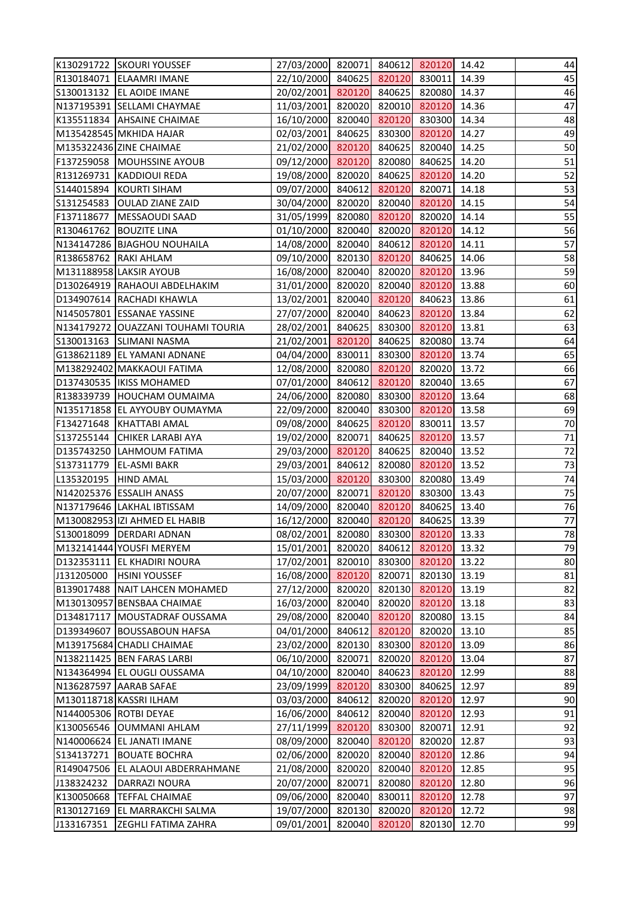| | | | | | | | |
|---|---|---|---|---|---|---|---|
| K130291722 | SKOURI YOUSSEF | 27/03/2000 | 820071 | 840612 | 820120 | 14.42 | 44 |
| R130184071 | ELAAMRI IMANE | 22/10/2000 | 840625 | 820120 | 830011 | 14.39 | 45 |
| S130013132 | EL AOIDE IMANE | 20/02/2001 | 820120 | 840625 | 820080 | 14.37 | 46 |
| N137195391 | SELLAMI CHAYMAE | 11/03/2001 | 820020 | 820010 | 820120 | 14.36 | 47 |
| K135511834 | AHSAINE CHAIMAE | 16/10/2000 | 820040 | 820120 | 830300 | 14.34 | 48 |
| M135428545 | MKHIDA HAJAR | 02/03/2001 | 840625 | 830300 | 820120 | 14.27 | 49 |
| M135322436 | ZINE CHAIMAE | 21/02/2000 | 820120 | 840625 | 820040 | 14.25 | 50 |
| F137259058 | MOUHSSINE AYOUB | 09/12/2000 | 820120 | 820080 | 840625 | 14.20 | 51 |
| R131269731 | KADDIOUI REDA | 19/08/2000 | 820020 | 840625 | 820120 | 14.20 | 52 |
| S144015894 | KOURTI SIHAM | 09/07/2000 | 840612 | 820120 | 820071 | 14.18 | 53 |
| S131254583 | OULAD ZIANE ZAID | 30/04/2000 | 820020 | 820040 | 820120 | 14.15 | 54 |
| F137118677 | MESSAOUDI SAAD | 31/05/1999 | 820080 | 820120 | 820020 | 14.14 | 55 |
| R130461762 | BOUZITE LINA | 01/10/2000 | 820040 | 820020 | 820120 | 14.12 | 56 |
| N134147286 | BJAGHOU NOUHAILA | 14/08/2000 | 820040 | 840612 | 820120 | 14.11 | 57 |
| R138658762 | RAKI AHLAM | 09/10/2000 | 820130 | 820120 | 840625 | 14.06 | 58 |
| M131188958 | LAKSIR AYOUB | 16/08/2000 | 820040 | 820020 | 820120 | 13.96 | 59 |
| D130264919 | RAHAOUI ABDELHAKIM | 31/01/2000 | 820020 | 820040 | 820120 | 13.88 | 60 |
| D134907614 | RACHADI KHAWLA | 13/02/2001 | 820040 | 820120 | 840623 | 13.86 | 61 |
| N145057801 | ESSANAE YASSINE | 27/07/2000 | 820040 | 840623 | 820120 | 13.84 | 62 |
| N134179272 | OUAZZANI TOUHAMI TOURIA | 28/02/2001 | 840625 | 830300 | 820120 | 13.81 | 63 |
| S130013163 | SLIMANI NASMA | 21/02/2001 | 820120 | 840625 | 820080 | 13.74 | 64 |
| G138621189 | EL YAMANI ADNANE | 04/04/2000 | 830011 | 830300 | 820120 | 13.74 | 65 |
| M138292402 | MAKKAOUI FATIMA | 12/08/2000 | 820080 | 820120 | 820020 | 13.72 | 66 |
| D137430535 | IKISS MOHAMED | 07/01/2000 | 840612 | 820120 | 820040 | 13.65 | 67 |
| R138339739 | HOUCHAM OUMAIMA | 24/06/2000 | 820080 | 830300 | 820120 | 13.64 | 68 |
| N135171858 | EL AYYOUBY OUMAYMA | 22/09/2000 | 820040 | 830300 | 820120 | 13.58 | 69 |
| F134271648 | KHATTABI AMAL | 09/08/2000 | 840625 | 820120 | 830011 | 13.57 | 70 |
| S137255144 | CHIKER LARABI AYA | 19/02/2000 | 820071 | 840625 | 820120 | 13.57 | 71 |
| D135743250 | LAHMOUM FATIMA | 29/03/2000 | 820120 | 840625 | 820040 | 13.52 | 72 |
| S137311779 | EL-ASMI BAKR | 29/03/2001 | 840612 | 820080 | 820120 | 13.52 | 73 |
| L135320195 | HIND AMAL | 15/03/2000 | 820120 | 830300 | 820080 | 13.49 | 74 |
| N142025376 | ESSALIH ANASS | 20/07/2000 | 820071 | 820120 | 830300 | 13.43 | 75 |
| N137179646 | LAKHAL IBTISSAM | 14/09/2000 | 820040 | 820120 | 840625 | 13.40 | 76 |
| M130082953 | IZI AHMED EL HABIB | 16/12/2000 | 820040 | 820120 | 840625 | 13.39 | 77 |
| S130018099 | DERDARI ADNAN | 08/02/2001 | 820080 | 830300 | 820120 | 13.33 | 78 |
| M132141444 | YOUSFI MERYEM | 15/01/2001 | 820020 | 840612 | 820120 | 13.32 | 79 |
| D132353111 | EL KHADIRI NOURA | 17/02/2001 | 820010 | 830300 | 820120 | 13.22 | 80 |
| J131205000 | HSINI YOUSSEF | 16/08/2000 | 820120 | 820071 | 820130 | 13.19 | 81 |
| B139017488 | NAIT LAHCEN MOHAMED | 27/12/2000 | 820020 | 820130 | 820120 | 13.19 | 82 |
| M130130957 | BENSBAA CHAIMAE | 16/03/2000 | 820040 | 820020 | 820120 | 13.18 | 83 |
| D134817117 | MOUSTADRAF OUSSAMA | 29/08/2000 | 820040 | 820120 | 820080 | 13.15 | 84 |
| D139349607 | BOUSSABOUN HAFSA | 04/01/2000 | 840612 | 820120 | 820020 | 13.10 | 85 |
| M139175684 | CHADLI CHAIMAE | 23/02/2000 | 820130 | 830300 | 820120 | 13.09 | 86 |
| N138211425 | BEN FARAS LARBI | 06/10/2000 | 820071 | 820020 | 820120 | 13.04 | 87 |
| N134364994 | EL OUGLI OUSSAMA | 04/10/2000 | 820040 | 840623 | 820120 | 12.99 | 88 |
| N136287597 | AARAB SAFAE | 23/09/1999 | 820120 | 830300 | 840625 | 12.97 | 89 |
| M130118718 | KASSRI ILHAM | 03/03/2000 | 840612 | 820020 | 820120 | 12.97 | 90 |
| N144005306 | ROTBI DEYAE | 16/06/2000 | 840612 | 820040 | 820120 | 12.93 | 91 |
| K130056546 | OUMMANI AHLAM | 27/11/1999 | 820120 | 830300 | 820071 | 12.91 | 92 |
| N140006624 | EL JANATI IMANE | 08/09/2000 | 820040 | 820120 | 820020 | 12.87 | 93 |
| S134137271 | BOUATE BOCHRA | 02/06/2000 | 820020 | 820040 | 820120 | 12.86 | 94 |
| R149047506 | EL ALAOUI ABDERRAHMANE | 21/08/2000 | 820020 | 820040 | 820120 | 12.85 | 95 |
| J138324232 | DARRAZI NOURA | 20/07/2000 | 820071 | 820080 | 820120 | 12.80 | 96 |
| K130050668 | TEFFAL CHAIMAE | 09/06/2000 | 820040 | 830011 | 820120 | 12.78 | 97 |
| R130127169 | EL MARRAKCHI SALMA | 19/07/2000 | 820130 | 820020 | 820120 | 12.72 | 98 |
| J133167351 | ZEGHLI FATIMA ZAHRA | 09/01/2001 | 820040 | 820120 | 820130 | 12.70 | 99 |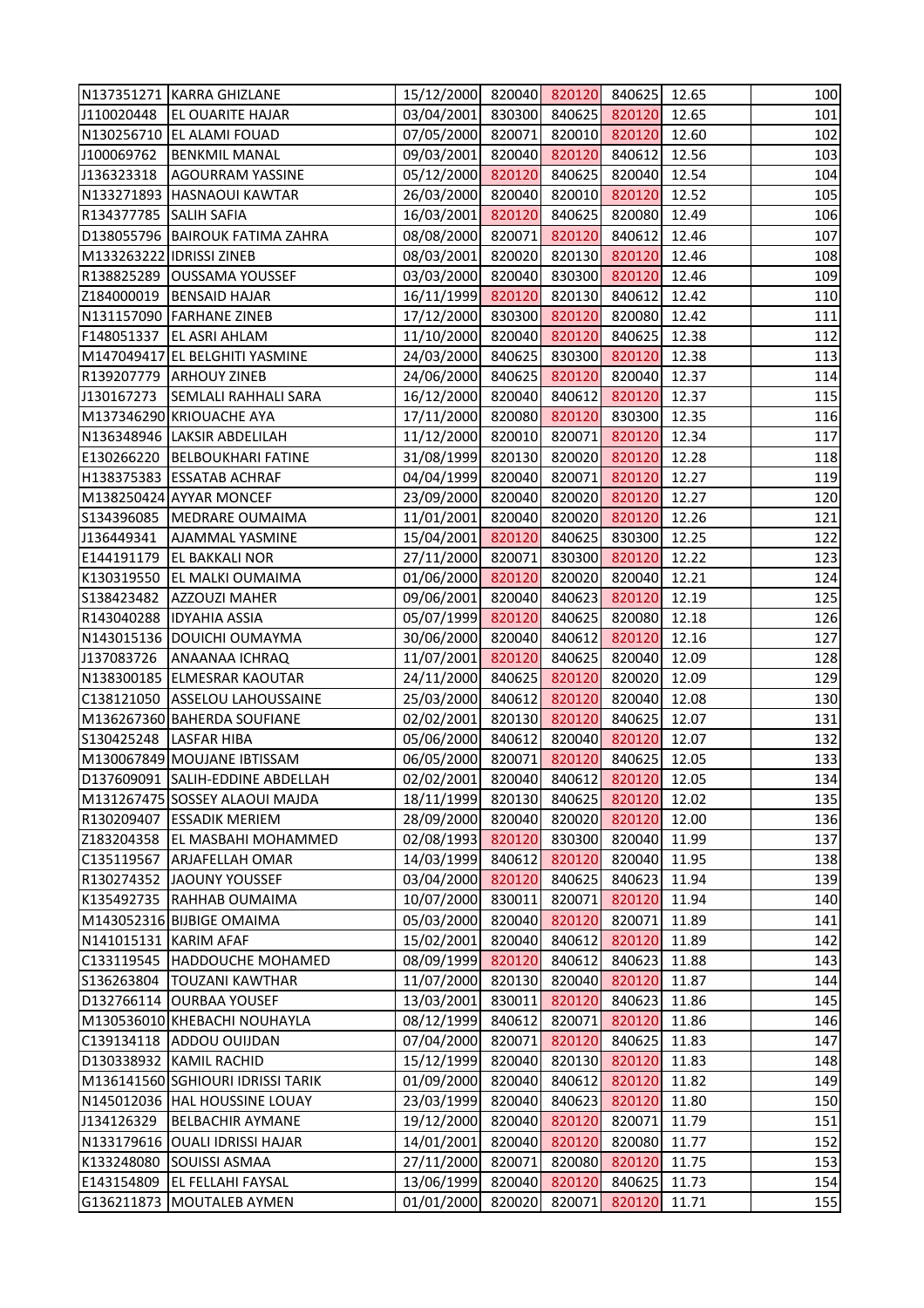| | | | | | | | |
|---|---|---|---|---|---|---|---|
| N137351271 | KARRA GHIZLANE | 15/12/2000 | 820040 | 820120 | 840625 | 12.65 | 100 |
| J110020448 | EL OUARITE HAJAR | 03/04/2001 | 830300 | 840625 | 820120 | 12.65 | 101 |
| N130256710 | EL ALAMI FOUAD | 07/05/2000 | 820071 | 820010 | 820120 | 12.60 | 102 |
| J100069762 | BENKMIL MANAL | 09/03/2001 | 820040 | 820120 | 840612 | 12.56 | 103 |
| J136323318 | AGOURRAM YASSINE | 05/12/2000 | 820120 | 840625 | 820040 | 12.54 | 104 |
| N133271893 | HASNAOUI KAWTAR | 26/03/2000 | 820040 | 820010 | 820120 | 12.52 | 105 |
| R134377785 | SALIH SAFIA | 16/03/2001 | 820120 | 840625 | 820080 | 12.49 | 106 |
| D138055796 | BAIROUK FATIMA ZAHRA | 08/08/2000 | 820071 | 820120 | 840612 | 12.46 | 107 |
| M133263222 | IDRISSI ZINEB | 08/03/2001 | 820020 | 820130 | 820120 | 12.46 | 108 |
| R138825289 | OUSSAMA YOUSSEF | 03/03/2000 | 820040 | 830300 | 820120 | 12.46 | 109 |
| Z184000019 | BENSAID HAJAR | 16/11/1999 | 820120 | 820130 | 840612 | 12.42 | 110 |
| N131157090 | FARHANE ZINEB | 17/12/2000 | 830300 | 820120 | 820080 | 12.42 | 111 |
| F148051337 | EL ASRI AHLAM | 11/10/2000 | 820040 | 820120 | 840625 | 12.38 | 112 |
| M147049417 | EL BELGHITI YASMINE | 24/03/2000 | 840625 | 830300 | 820120 | 12.38 | 113 |
| R139207779 | ARHOUY ZINEB | 24/06/2000 | 840625 | 820120 | 820040 | 12.37 | 114 |
| J130167273 | SEMLALI RAHHALI SARA | 16/12/2000 | 820040 | 840612 | 820120 | 12.37 | 115 |
| M137346290 | KRIOUACHE AYA | 17/11/2000 | 820080 | 820120 | 830300 | 12.35 | 116 |
| N136348946 | LAKSIR ABDELILAH | 11/12/2000 | 820010 | 820071 | 820120 | 12.34 | 117 |
| E130266220 | BELBOUKHARI FATINE | 31/08/1999 | 820130 | 820020 | 820120 | 12.28 | 118 |
| H138375383 | ESSATAB ACHRAF | 04/04/1999 | 820040 | 820071 | 820120 | 12.27 | 119 |
| M138250424 | AYYAR MONCEF | 23/09/2000 | 820040 | 820020 | 820120 | 12.27 | 120 |
| S134396085 | MEDRARE OUMAIMA | 11/01/2001 | 820040 | 820020 | 820120 | 12.26 | 121 |
| J136449341 | AJAMMAL YASMINE | 15/04/2001 | 820120 | 840625 | 830300 | 12.25 | 122 |
| E144191179 | EL BAKKALI NOR | 27/11/2000 | 820071 | 830300 | 820120 | 12.22 | 123 |
| K130319550 | EL MALKI OUMAIMA | 01/06/2000 | 820120 | 820020 | 820040 | 12.21 | 124 |
| S138423482 | AZZOUZI MAHER | 09/06/2001 | 820040 | 840623 | 820120 | 12.19 | 125 |
| R143040288 | IDYAHIA ASSIA | 05/07/1999 | 820120 | 840625 | 820080 | 12.18 | 126 |
| N143015136 | DOUICHI OUMAYMA | 30/06/2000 | 820040 | 840612 | 820120 | 12.16 | 127 |
| J137083726 | ANAANAA ICHRAQ | 11/07/2001 | 820120 | 840625 | 820040 | 12.09 | 128 |
| N138300185 | ELMESRAR KAOUTAR | 24/11/2000 | 840625 | 820120 | 820020 | 12.09 | 129 |
| C138121050 | ASSELOU LAHOUSSAINE | 25/03/2000 | 840612 | 820120 | 820040 | 12.08 | 130 |
| M136267360 | BAHERDA SOUFIANE | 02/02/2001 | 820130 | 820120 | 840625 | 12.07 | 131 |
| S130425248 | LASFAR HIBA | 05/06/2000 | 840612 | 820040 | 820120 | 12.07 | 132 |
| M130067849 | MOUJANE IBTISSAM | 06/05/2000 | 820071 | 820120 | 840625 | 12.05 | 133 |
| D137609091 | SALIH-EDDINE ABDELLAH | 02/02/2001 | 820040 | 840612 | 820120 | 12.05 | 134 |
| M131267475 | SOSSEY ALAOUI MAJDA | 18/11/1999 | 820130 | 840625 | 820120 | 12.02 | 135 |
| R130209407 | ESSADIK MERIEM | 28/09/2000 | 820040 | 820020 | 820120 | 12.00 | 136 |
| Z183204358 | EL MASBAHI MOHAMMED | 02/08/1993 | 820120 | 830300 | 820040 | 11.99 | 137 |
| C135119567 | ARJAFELLAH OMAR | 14/03/1999 | 840612 | 820120 | 820040 | 11.95 | 138 |
| R130274352 | JAOUNY YOUSSEF | 03/04/2000 | 820120 | 840625 | 840623 | 11.94 | 139 |
| K135492735 | RAHHAB OUMAIMA | 10/07/2000 | 830011 | 820071 | 820120 | 11.94 | 140 |
| M143052316 | BIJBIGE OMAIMA | 05/03/2000 | 820040 | 820120 | 820071 | 11.89 | 141 |
| N141015131 | KARIM AFAF | 15/02/2001 | 820040 | 840612 | 820120 | 11.89 | 142 |
| C133119545 | HADDOUCHE MOHAMED | 08/09/1999 | 820120 | 840612 | 840623 | 11.88 | 143 |
| S136263804 | TOUZANI KAWTHAR | 11/07/2000 | 820130 | 820040 | 820120 | 11.87 | 144 |
| D132766114 | OURBAA YOUSEF | 13/03/2001 | 830011 | 820120 | 840623 | 11.86 | 145 |
| M130536010 | KHEBACHI NOUHAYLA | 08/12/1999 | 840612 | 820071 | 820120 | 11.86 | 146 |
| C139134118 | ADDOU OUIJDAN | 07/04/2000 | 820071 | 820120 | 840625 | 11.83 | 147 |
| D130338932 | KAMIL RACHID | 15/12/1999 | 820040 | 820130 | 820120 | 11.83 | 148 |
| M136141560 | SGHIOURI IDRISSI TARIK | 01/09/2000 | 820040 | 840612 | 820120 | 11.82 | 149 |
| N145012036 | HAL HOUSSINE LOUAY | 23/03/1999 | 820040 | 840623 | 820120 | 11.80 | 150 |
| J134126329 | BELBACHIR AYMANE | 19/12/2000 | 820040 | 820120 | 820071 | 11.79 | 151 |
| N133179616 | OUALI IDRISSI HAJAR | 14/01/2001 | 820040 | 820120 | 820080 | 11.77 | 152 |
| K133248080 | SOUISSI ASMAA | 27/11/2000 | 820071 | 820080 | 820120 | 11.75 | 153 |
| E143154809 | EL FELLAHI FAYSAL | 13/06/1999 | 820040 | 820120 | 840625 | 11.73 | 154 |
| G136211873 | MOUTALEB AYMEN | 01/01/2000 | 820020 | 820071 | 820120 | 11.71 | 155 |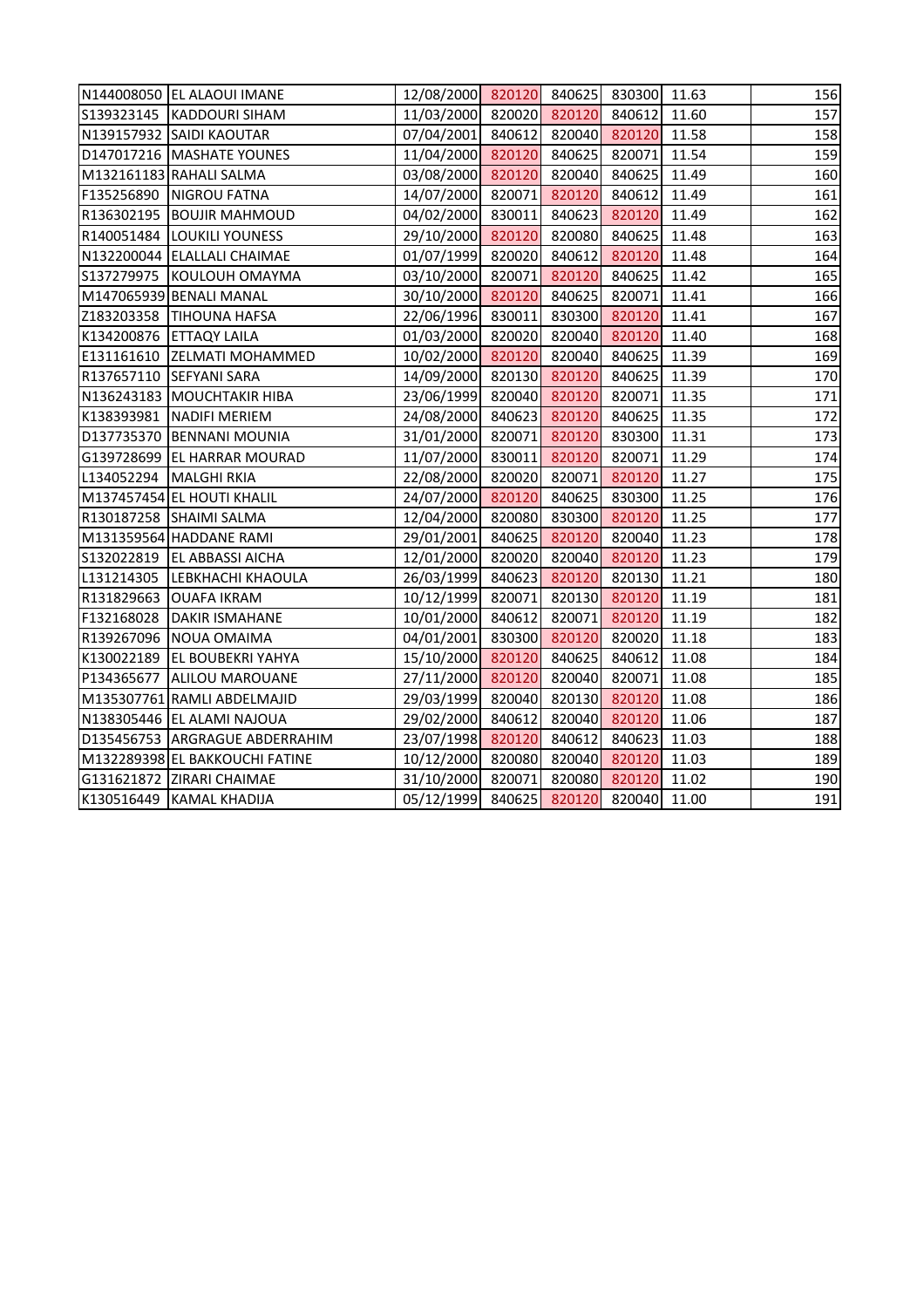| | | | | | | | |
|---|---|---|---|---|---|---|---|
| N144008050 | EL ALAOUI IMANE | 12/08/2000 | 820120 | 840625 | 830300 | 11.63 | 156 |
| S139323145 | KADDOURI SIHAM | 11/03/2000 | 820020 | 820120 | 840612 | 11.60 | 157 |
| N139157932 | SAIDI KAOUTAR | 07/04/2001 | 840612 | 820040 | 820120 | 11.58 | 158 |
| D147017216 | MASHATE YOUNES | 11/04/2000 | 820120 | 840625 | 820071 | 11.54 | 159 |
| M132161183 | RAHALI SALMA | 03/08/2000 | 820120 | 820040 | 840625 | 11.49 | 160 |
| F135256890 | NIGROU FATNA | 14/07/2000 | 820071 | 820120 | 840612 | 11.49 | 161 |
| R136302195 | BOUJIR MAHMOUD | 04/02/2000 | 830011 | 840623 | 820120 | 11.49 | 162 |
| R140051484 | LOUKILI YOUNESS | 29/10/2000 | 820120 | 820080 | 840625 | 11.48 | 163 |
| N132200044 | ELALLALI CHAIMAE | 01/07/1999 | 820020 | 840612 | 820120 | 11.48 | 164 |
| S137279975 | KOULOUH OMAYMA | 03/10/2000 | 820071 | 820120 | 840625 | 11.42 | 165 |
| M147065939 | BENALI MANAL | 30/10/2000 | 820120 | 840625 | 820071 | 11.41 | 166 |
| Z183203358 | TIHOUNA HAFSA | 22/06/1996 | 830011 | 830300 | 820120 | 11.41 | 167 |
| K134200876 | ETTAQY LAILA | 01/03/2000 | 820020 | 820040 | 820120 | 11.40 | 168 |
| E131161610 | ZELMATI MOHAMMED | 10/02/2000 | 820120 | 820040 | 840625 | 11.39 | 169 |
| R137657110 | SEFYANI SARA | 14/09/2000 | 820130 | 820120 | 840625 | 11.39 | 170 |
| N136243183 | MOUCHTAKIR HIBA | 23/06/1999 | 820040 | 820120 | 820071 | 11.35 | 171 |
| K138393981 | NADIFI MERIEM | 24/08/2000 | 840623 | 820120 | 840625 | 11.35 | 172 |
| D137735370 | BENNANI MOUNIA | 31/01/2000 | 820071 | 820120 | 830300 | 11.31 | 173 |
| G139728699 | EL HARRAR MOURAD | 11/07/2000 | 830011 | 820120 | 820071 | 11.29 | 174 |
| L134052294 | MALGHI RKIA | 22/08/2000 | 820020 | 820071 | 820120 | 11.27 | 175 |
| M137457454 | EL HOUTI KHALIL | 24/07/2000 | 820120 | 840625 | 830300 | 11.25 | 176 |
| R130187258 | SHAIMI SALMA | 12/04/2000 | 820080 | 830300 | 820120 | 11.25 | 177 |
| M131359564 | HADDANE RAMI | 29/01/2001 | 840625 | 820120 | 820040 | 11.23 | 178 |
| S132022819 | EL ABBASSI AICHA | 12/01/2000 | 820020 | 820040 | 820120 | 11.23 | 179 |
| L131214305 | LEBKHACHI KHAOULA | 26/03/1999 | 840623 | 820120 | 820130 | 11.21 | 180 |
| R131829663 | OUAFA IKRAM | 10/12/1999 | 820071 | 820130 | 820120 | 11.19 | 181 |
| F132168028 | DAKIR ISMAHANE | 10/01/2000 | 840612 | 820071 | 820120 | 11.19 | 182 |
| R139267096 | NOUA OMAIMA | 04/01/2001 | 830300 | 820120 | 820020 | 11.18 | 183 |
| K130022189 | EL BOUBEKRI YAHYA | 15/10/2000 | 820120 | 840625 | 840612 | 11.08 | 184 |
| P134365677 | ALILOU MAROUANE | 27/11/2000 | 820120 | 820040 | 820071 | 11.08 | 185 |
| M135307761 | RAMLI ABDELMAJID | 29/03/1999 | 820040 | 820130 | 820120 | 11.08 | 186 |
| N138305446 | EL ALAMI NAJOUA | 29/02/2000 | 840612 | 820040 | 820120 | 11.06 | 187 |
| D135456753 | ARGRAGUE ABDERRAHIM | 23/07/1998 | 820120 | 840612 | 840623 | 11.03 | 188 |
| M132289398 | EL BAKKOUCHI FATINE | 10/12/2000 | 820080 | 820040 | 820120 | 11.03 | 189 |
| G131621872 | ZIRARI CHAIMAE | 31/10/2000 | 820071 | 820080 | 820120 | 11.02 | 190 |
| K130516449 | KAMAL KHADIJA | 05/12/1999 | 840625 | 820120 | 820040 | 11.00 | 191 |